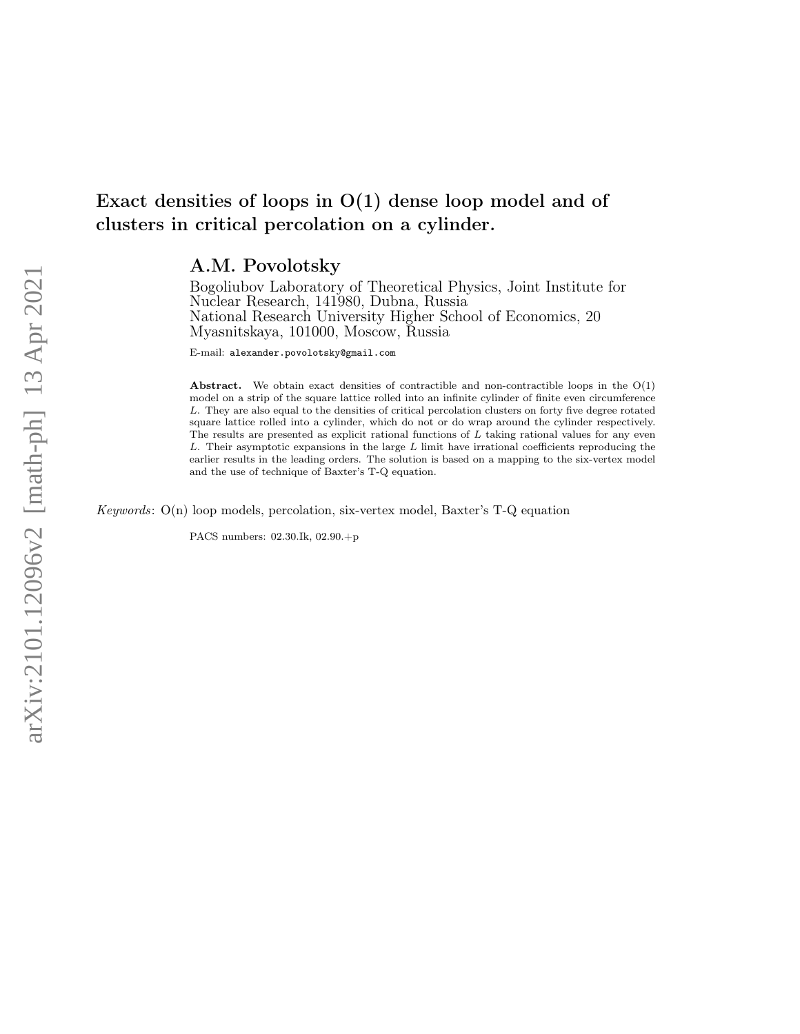# Exact densities of loops in O(1) dense loop model and of clusters in critical percolation on a cylinder.

## A.M. Povolotsky

Bogoliubov Laboratory of Theoretical Physics, Joint Institute for Nuclear Research, 141980, Dubna, Russia

National Research University Higher School of Economics, 20 Myasnitskaya, 101000, Moscow, Russia

E-mail: `alexander.povolotsky@gmail.com`

**Abstract.** We obtain exact densities of contractible and non-contractible loops in the O(1) model on a strip of the square lattice rolled into an infinite cylinder of finite even circumference $L$. They are also equal to the densities of critical percolation clusters on forty five degree rotated square lattice rolled into a cylinder, which do not or do wrap around the cylinder respectively. The results are presented as explicit rational functions of $L$ taking rational values for any even $L$. Their asymptotic expansions in the large $L$ limit have irrational coefficients reproducing the earlier results in the leading orders. The solution is based on a mapping to the six-vertex model and the use of technique of Baxter's T-Q equation.

*Keywords*: O(n) loop models, percolation, six-vertex model, Baxter's T-Q equation

PACS numbers: 02.30.Ik, 02.90.+p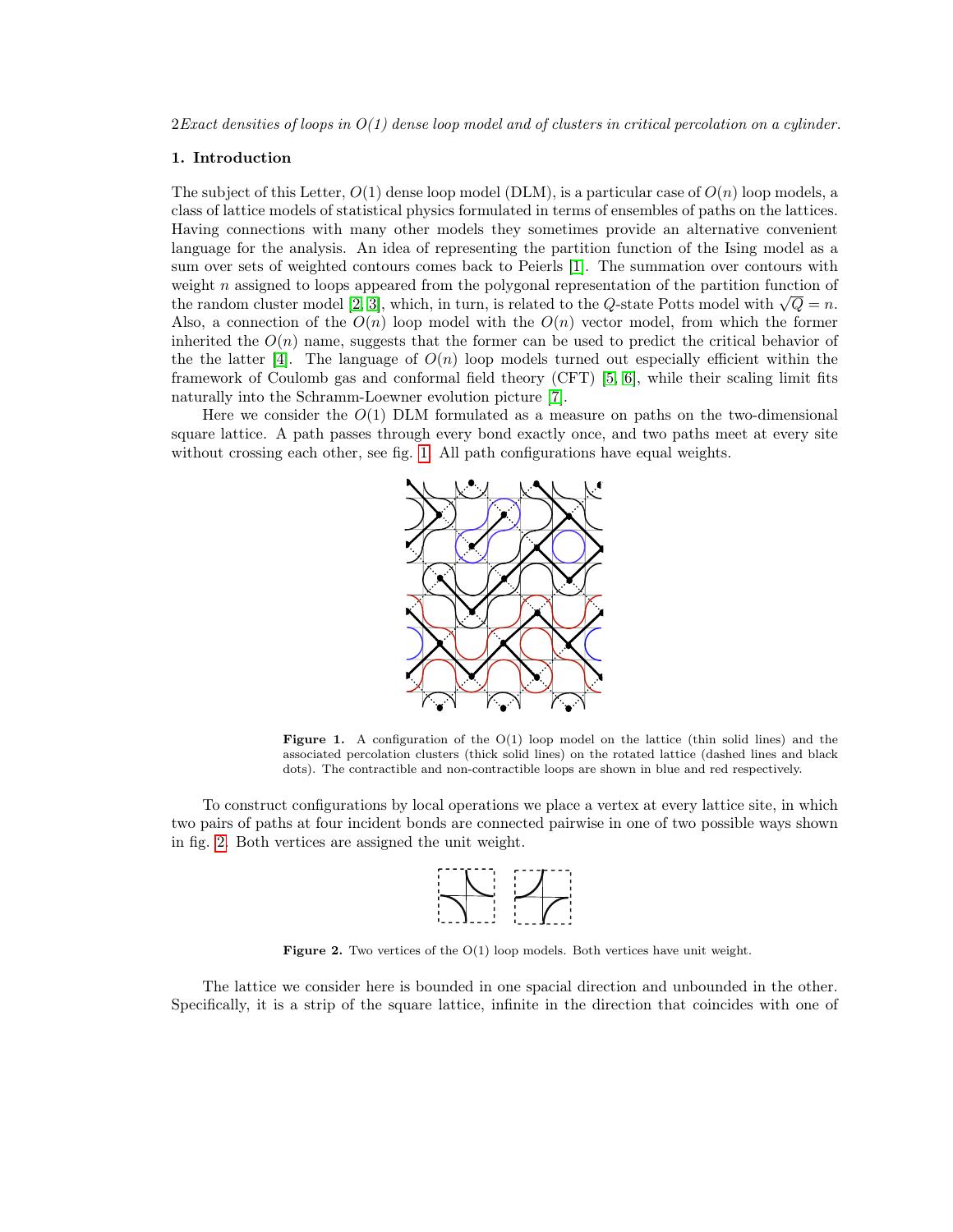## 1. Introduction

The subject of this Letter, $O(1)$ dense loop model (DLM), is a particular case of $O(n)$ loop models, a class of lattice models of statistical physics formulated in terms of ensembles of paths on the lattices. Having connections with many other models they sometimes provide an alternative convenient language for the analysis. An idea of representing the partition function of the Ising model as a sum over sets of weighted contours comes back to Peierls [1]. The summation over contours with weight $n$ assigned to loops appeared from the polygonal representation of the partition function of the random cluster model [2, 3], which, in turn, is related to the $Q$-state Potts model with $\sqrt{Q} = n$. Also, a connection of the $O(n)$ loop model with the $O(n)$ vector model, from which the former inherited the $O(n)$ name, suggests that the former can be used to predict the critical behavior of the the latter [4]. The language of $O(n)$ loop models turned out especially efficient within the framework of Coulomb gas and conformal field theory (CFT) [5, 6], while their scaling limit fits naturally into the Schramm-Loewner evolution picture [7].

Here we consider the $O(1)$ DLM formulated as a measure on paths on the two-dimensional square lattice. A path passes through every bond exactly once, and two paths meet at every site without crossing each other, see fig. 1. All path configurations have equal weights.

**Figure 1.** A configuration of the O(1) loop model on the lattice (thin solid lines) and the associated percolation clusters (thick solid lines) on the rotated lattice (dashed lines and black dots). The contractible and non-contractible loops are shown in blue and red respectively.

To construct configurations by local operations we place a vertex at every lattice site, in which two pairs of paths at four incident bonds are connected pairwise in one of two possible ways shown in fig. 2. Both vertices are assigned the unit weight.

**Figure 2.** Two vertices of the O(1) loop models. Both vertices have unit weight.

The lattice we consider here is bounded in one spacial direction and unbounded in the other. Specifically, it is a strip of the square lattice, infinite in the direction that coincides with one of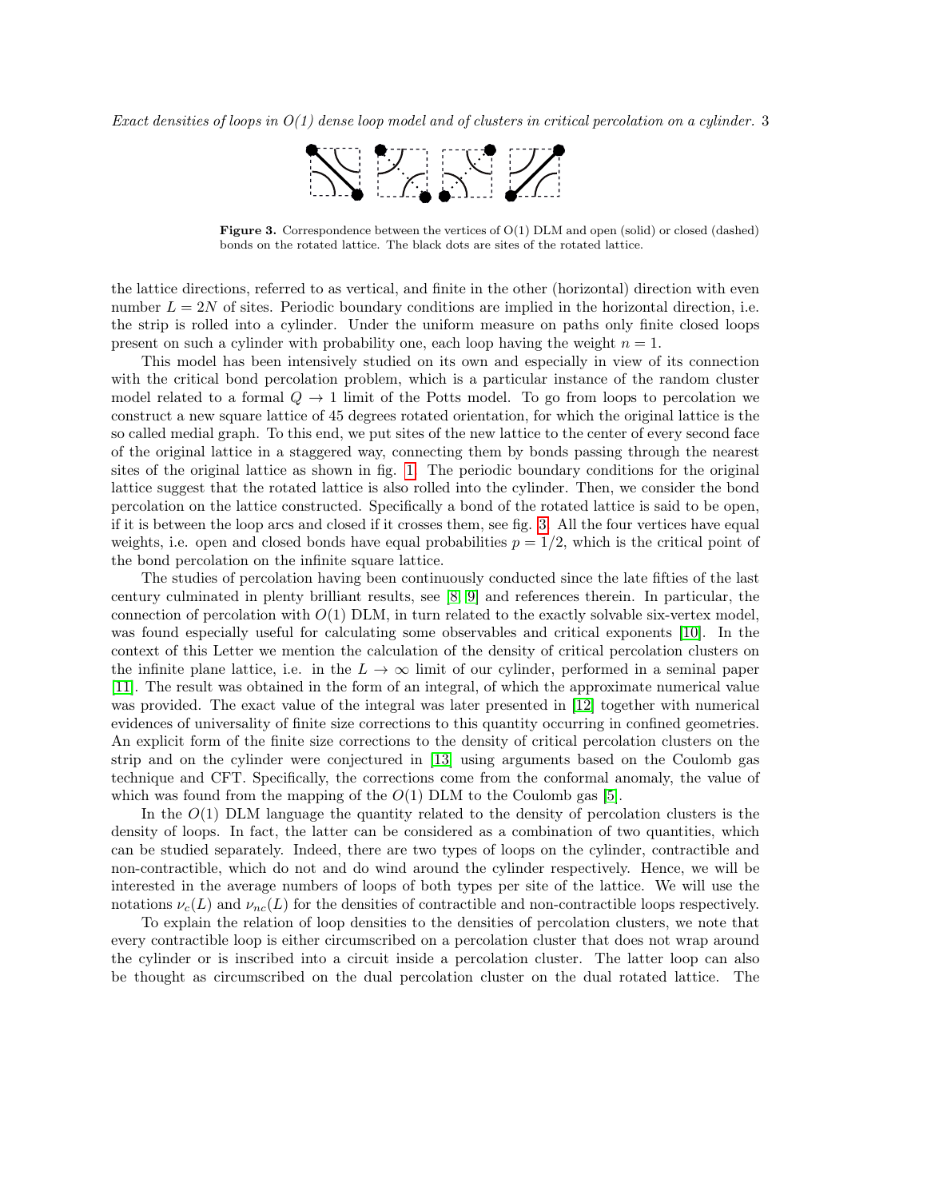**Figure 3.** Correspondence between the vertices of O(1) DLM and open (solid) or closed (dashed) bonds on the rotated lattice. The black dots are sites of the rotated lattice.

the lattice directions, referred to as vertical, and finite in the other (horizontal) direction with even number $L = 2N$ of sites. Periodic boundary conditions are implied in the horizontal direction, i.e. the strip is rolled into a cylinder. Under the uniform measure on paths only finite closed loops present on such a cylinder with probability one, each loop having the weight $n = 1$.

This model has been intensively studied on its own and especially in view of its connection with the critical bond percolation problem, which is a particular instance of the random cluster model related to a formal $Q \to 1$ limit of the Potts model. To go from loops to percolation we construct a new square lattice of 45 degrees rotated orientation, for which the original lattice is the so called medial graph. To this end, we put sites of the new lattice to the center of every second face of the original lattice in a staggered way, connecting them by bonds passing through the nearest sites of the original lattice as shown in fig. 1. The periodic boundary conditions for the original lattice suggest that the rotated lattice is also rolled into the cylinder. Then, we consider the bond percolation on the lattice constructed. Specifically a bond of the rotated lattice is said to be open, if it is between the loop arcs and closed if it crosses them, see fig. 3. All the four vertices have equal weights, i.e. open and closed bonds have equal probabilities $p = 1/2$, which is the critical point of the bond percolation on the infinite square lattice.

The studies of percolation having been continuously conducted since the late fifties of the last century culminated in plenty brilliant results, see [8, 9] and references therein. In particular, the connection of percolation with $O(1)$ DLM, in turn related to the exactly solvable six-vertex model, was found especially useful for calculating some observables and critical exponents [10]. In the context of this Letter we mention the calculation of the density of critical percolation clusters on the infinite plane lattice, i.e. in the $L \to \infty$ limit of our cylinder, performed in a seminal paper [11]. The result was obtained in the form of an integral, of which the approximate numerical value was provided. The exact value of the integral was later presented in [12] together with numerical evidences of universality of finite size corrections to this quantity occurring in confined geometries. An explicit form of the finite size corrections to the density of critical percolation clusters on the strip and on the cylinder were conjectured in [13] using arguments based on the Coulomb gas technique and CFT. Specifically, the corrections come from the conformal anomaly, the value of which was found from the mapping of the $O(1)$ DLM to the Coulomb gas [5].

In the $O(1)$ DLM language the quantity related to the density of percolation clusters is the density of loops. In fact, the latter can be considered as a combination of two quantities, which can be studied separately. Indeed, there are two types of loops on the cylinder, contractible and non-contractible, which do not and do wind around the cylinder respectively. Hence, we will be interested in the average numbers of loops of both types per site of the lattice. We will use the notations $\nu_c(L)$ and $\nu_{nc}(L)$ for the densities of contractible and non-contractible loops respectively.

To explain the relation of loop densities to the densities of percolation clusters, we note that every contractible loop is either circumscribed on a percolation cluster that does not wrap around the cylinder or is inscribed into a circuit inside a percolation cluster. The latter loop can also be thought as circumscribed on the dual percolation cluster on the dual rotated lattice. The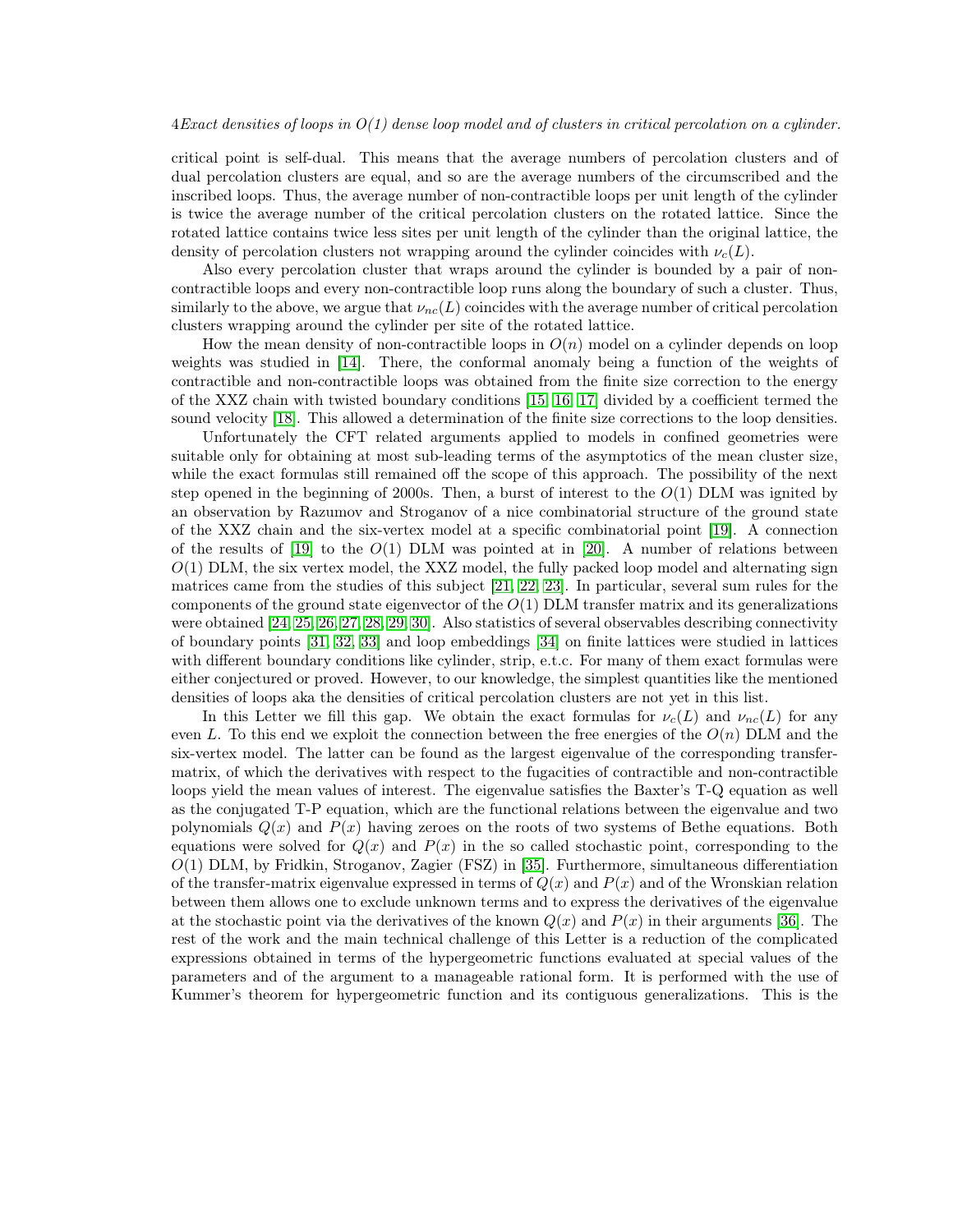critical point is self-dual. This means that the average numbers of percolation clusters and of dual percolation clusters are equal, and so are the average numbers of the circumscribed and the inscribed loops. Thus, the average number of non-contractible loops per unit length of the cylinder is twice the average number of the critical percolation clusters on the rotated lattice. Since the rotated lattice contains twice less sites per unit length of the cylinder than the original lattice, the density of percolation clusters not wrapping around the cylinder coincides with $\nu_c(L)$.

Also every percolation cluster that wraps around the cylinder is bounded by a pair of non-contractible loops and every non-contractible loop runs along the boundary of such a cluster. Thus, similarly to the above, we argue that $\nu_{nc}(L)$ coincides with the average number of critical percolation clusters wrapping around the cylinder per site of the rotated lattice.

How the mean density of non-contractible loops in $O(n)$ model on a cylinder depends on loop weights was studied in [14]. There, the conformal anomaly being a function of the weights of contractible and non-contractible loops was obtained from the finite size correction to the energy of the XXZ chain with twisted boundary conditions [15, 16, 17] divided by a coefficient termed the sound velocity [18]. This allowed a determination of the finite size corrections to the loop densities.

Unfortunately the CFT related arguments applied to models in confined geometries were suitable only for obtaining at most sub-leading terms of the asymptotics of the mean cluster size, while the exact formulas still remained off the scope of this approach. The possibility of the next step opened in the beginning of 2000s. Then, a burst of interest to the $O(1)$ DLM was ignited by an observation by Razumov and Stroganov of a nice combinatorial structure of the ground state of the XXZ chain and the six-vertex model at a specific combinatorial point [19]. A connection of the results of [19] to the $O(1)$ DLM was pointed at in [20]. A number of relations between $O(1)$ DLM, the six vertex model, the XXZ model, the fully packed loop model and alternating sign matrices came from the studies of this subject [21, 22, 23]. In particular, several sum rules for the components of the ground state eigenvector of the $O(1)$ DLM transfer matrix and its generalizations were obtained [24, 25, 26, 27, 28, 29, 30]. Also statistics of several observables describing connectivity of boundary points [31, 32, 33] and loop embeddings [34] on finite lattices were studied in lattices with different boundary conditions like cylinder, strip, e.t.c. For many of them exact formulas were either conjectured or proved. However, to our knowledge, the simplest quantities like the mentioned densities of loops aka the densities of critical percolation clusters are not yet in this list.

In this Letter we fill this gap. We obtain the exact formulas for $\nu_c(L)$ and $\nu_{nc}(L)$ for any even $L$. To this end we exploit the connection between the free energies of the $O(n)$ DLM and the six-vertex model. The latter can be found as the largest eigenvalue of the corresponding transfer-matrix, of which the derivatives with respect to the fugacities of contractible and non-contractible loops yield the mean values of interest. The eigenvalue satisfies the Baxter's T-Q equation as well as the conjugated T-P equation, which are the functional relations between the eigenvalue and two polynomials $Q(x)$ and $P(x)$ having zeroes on the roots of two systems of Bethe equations. Both equations were solved for $Q(x)$ and $P(x)$ in the so called stochastic point, corresponding to the $O(1)$ DLM, by Fridkin, Stroganov, Zagier (FSZ) in [35]. Furthermore, simultaneous differentiation of the transfer-matrix eigenvalue expressed in terms of $Q(x)$ and $P(x)$ and of the Wronskian relation between them allows one to exclude unknown terms and to express the derivatives of the eigenvalue at the stochastic point via the derivatives of the known $Q(x)$ and $P(x)$ in their arguments [36]. The rest of the work and the main technical challenge of this Letter is a reduction of the complicated expressions obtained in terms of the hypergeometric functions evaluated at special values of the parameters and of the argument to a manageable rational form. It is performed with the use of Kummer's theorem for hypergeometric function and its contiguous generalizations. This is the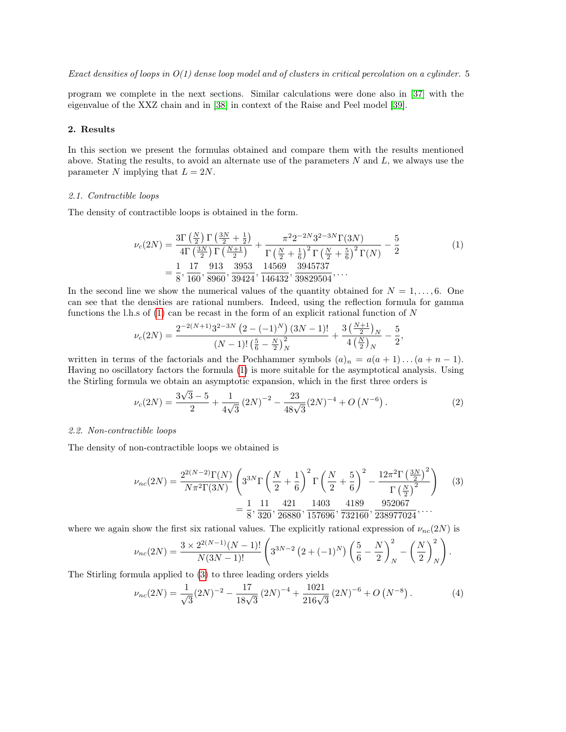program we complete in the next sections. Similar calculations were done also in [37] with the eigenvalue of the XXZ chain and in [38] in context of the Raise and Peel model [39].

## 2. Results

In this section we present the formulas obtained and compare them with the results mentioned above. Stating the results, to avoid an alternate use of the parameters $N$ and $L$, we always use the parameter $N$ implying that $L = 2N$.

### 2.1. Contractible loops

The density of contractible loops is obtained in the form.

$$
\begin{aligned}
\nu_c(2N) &= \frac{3\Gamma\left(\frac{N}{2}\right)\Gamma\left(\frac{3N}{2}+\frac{1}{2}\right)}{4\Gamma\left(\frac{3N}{2}\right)\Gamma\left(\frac{N+1}{2}\right)} + \frac{\pi^2 2^{-2N}3^{2-3N}\Gamma(3N)}{\Gamma\left(\frac{N}{2}+\frac{1}{6}\right)^2\Gamma\left(\frac{N}{2}+\frac{5}{6}\right)^2\Gamma(N)} - \frac{5}{2} \qquad (1)\\
&= \frac{1}{8}, \frac{17}{160}, \frac{913}{8960}, \frac{3953}{39424}, \frac{14569}{146432}, \frac{3945737}{39829504}, \ldots
\end{aligned}
$$

In the second line we show the numerical values of the quantity obtained for $N = 1, \ldots, 6$. One can see that the densities are rational numbers. Indeed, using the reflection formula for gamma functions the l.h.s of (1) can be recast in the form of an explicit rational function of $N$

$$
\nu_c(2N) = \frac{2^{-2(N+1)}3^{2-3N}\left(2-(-1)^N\right)(3N-1)!}{(N-1)!\left(\frac{5}{6}-\frac{N}{2}\right)_N^2} + \frac{3\left(\frac{N+1}{2}\right)_N}{4\left(\frac{N}{2}\right)_N} - \frac{5}{2},
$$

written in terms of the factorials and the Pochhammer symbols $(a)_n = a(a+1)\ldots(a+n-1)$. Having no oscillatory factors the formula (1) is more suitable for the asymptotical analysis. Using the Stirling formula we obtain an asymptotic expansion, which in the first three orders is

$$
\nu_c(2N) = \frac{3\sqrt{3}-5}{2} + \frac{1}{4\sqrt{3}}(2N)^{-2} - \frac{23}{48\sqrt{3}}(2N)^{-4} + O\left(N^{-6}\right). \qquad (2)
$$

### 2.2. Non-contractible loops

The density of non-contractible loops we obtained is

$$
\begin{aligned}
\nu_{nc}(2N) &= \frac{2^{2(N-2)}\Gamma(N)}{N\pi^2\Gamma(3N)}\left(3^{3N}\Gamma\left(\frac{N}{2}+\frac{1}{6}\right)^2\Gamma\left(\frac{N}{2}+\frac{5}{6}\right)^2 - \frac{12\pi^2\Gamma\left(\frac{3N}{2}\right)^2}{\Gamma\left(\frac{N}{2}\right)^2}\right) \qquad (3)\\
&= \frac{1}{8}, \frac{11}{320}, \frac{421}{26880}, \frac{1403}{157696}, \frac{4189}{732160}, \frac{952067}{238977024}, \ldots
\end{aligned}
$$

where we again show the first six rational values. The explicitly rational expression of $\nu_{nc}(2N)$ is

$$
\nu_{nc}(2N) = \frac{3\times 2^{2(N-1)}(N-1)!}{N(3N-1)!}\left(3^{3N-2}\left(2+(-1)^N\right)\left(\frac{5}{6}-\frac{N}{2}\right)_N^2 - \left(\frac{N}{2}\right)_N^2\right).
$$

The Stirling formula applied to (3) to three leading orders yields

$$
\nu_{nc}(2N) = \frac{1}{\sqrt{3}}(2N)^{-2} - \frac{17}{18\sqrt{3}}(2N)^{-4} + \frac{1021}{216\sqrt{3}}(2N)^{-6} + O\left(N^{-8}\right). \qquad (4)
$$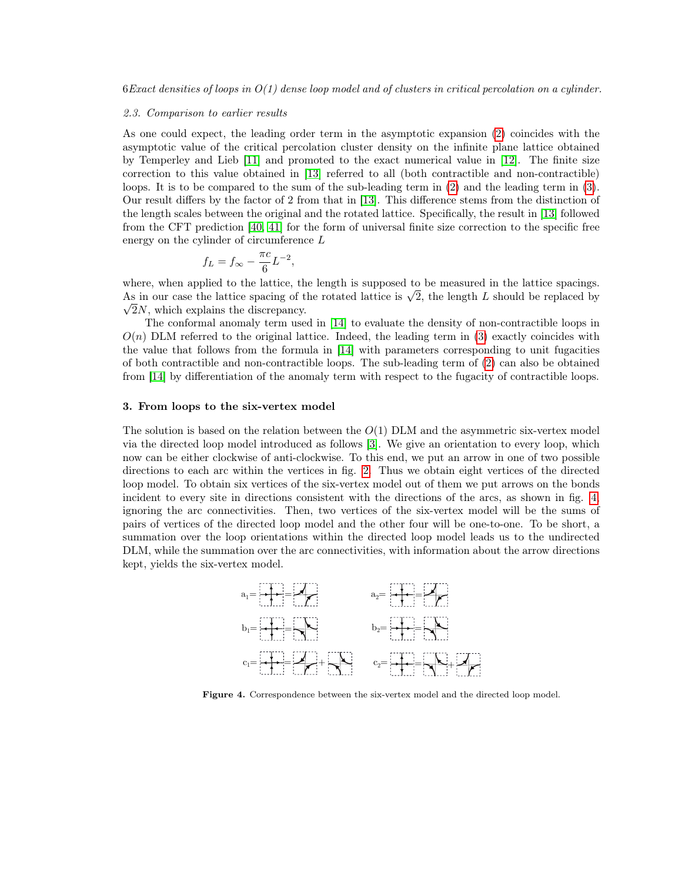### 2.3. Comparison to earlier results

As one could expect, the leading order term in the asymptotic expansion (2) coincides with the asymptotic value of the critical percolation cluster density on the infinite plane lattice obtained by Temperley and Lieb [11] and promoted to the exact numerical value in [12]. The finite size correction to this value obtained in [13] referred to all (both contractible and non-contractible) loops. It is to be compared to the sum of the sub-leading term in (2) and the leading term in (3). Our result differs by the factor of 2 from that in [13]. This difference stems from the distinction of the length scales between the original and the rotated lattice. Specifically, the result in [13] followed from the CFT prediction [40, 41] for the form of universal finite size correction to the specific free energy on the cylinder of circumference $L$

$$f_L = f_\infty - \frac{\pi c}{6} L^{-2},$$

where, when applied to the lattice, the length is supposed to be measured in the lattice spacings. As in our case the lattice spacing of the rotated lattice is $\sqrt{2}$, the length $L$ should be replaced by $\sqrt{2}N$, which explains the discrepancy.

The conformal anomaly term used in [14] to evaluate the density of non-contractible loops in $O(n)$ DLM referred to the original lattice. Indeed, the leading term in (3) exactly coincides with the value that follows from the formula in [14] with parameters corresponding to unit fugacities of both contractible and non-contractible loops. The sub-leading term of (2) can also be obtained from [14] by differentiation of the anomaly term with respect to the fugacity of contractible loops.

## 3. From loops to the six-vertex model

The solution is based on the relation between the $O(1)$ DLM and the asymmetric six-vertex model via the directed loop model introduced as follows [3]. We give an orientation to every loop, which now can be either clockwise of anti-clockwise. To this end, we put an arrow in one of two possible directions to each arc within the vertices in fig. 2. Thus we obtain eight vertices of the directed loop model. To obtain six vertices of the six-vertex model out of them we put arrows on the bonds incident to every site in directions consistent with the directions of the arcs, as shown in fig. 4, ignoring the arc connectivities. Then, two vertices of the six-vertex model will be the sums of pairs of vertices of the directed loop model and the other four will be one-to-one. To be short, a summation over the loop orientations within the directed loop model leads us to the undirected DLM, while the summation over the arc connectivities, with information about the arrow directions kept, yields the six-vertex model.

**Figure 4.** Correspondence between the six-vertex model and the directed loop model.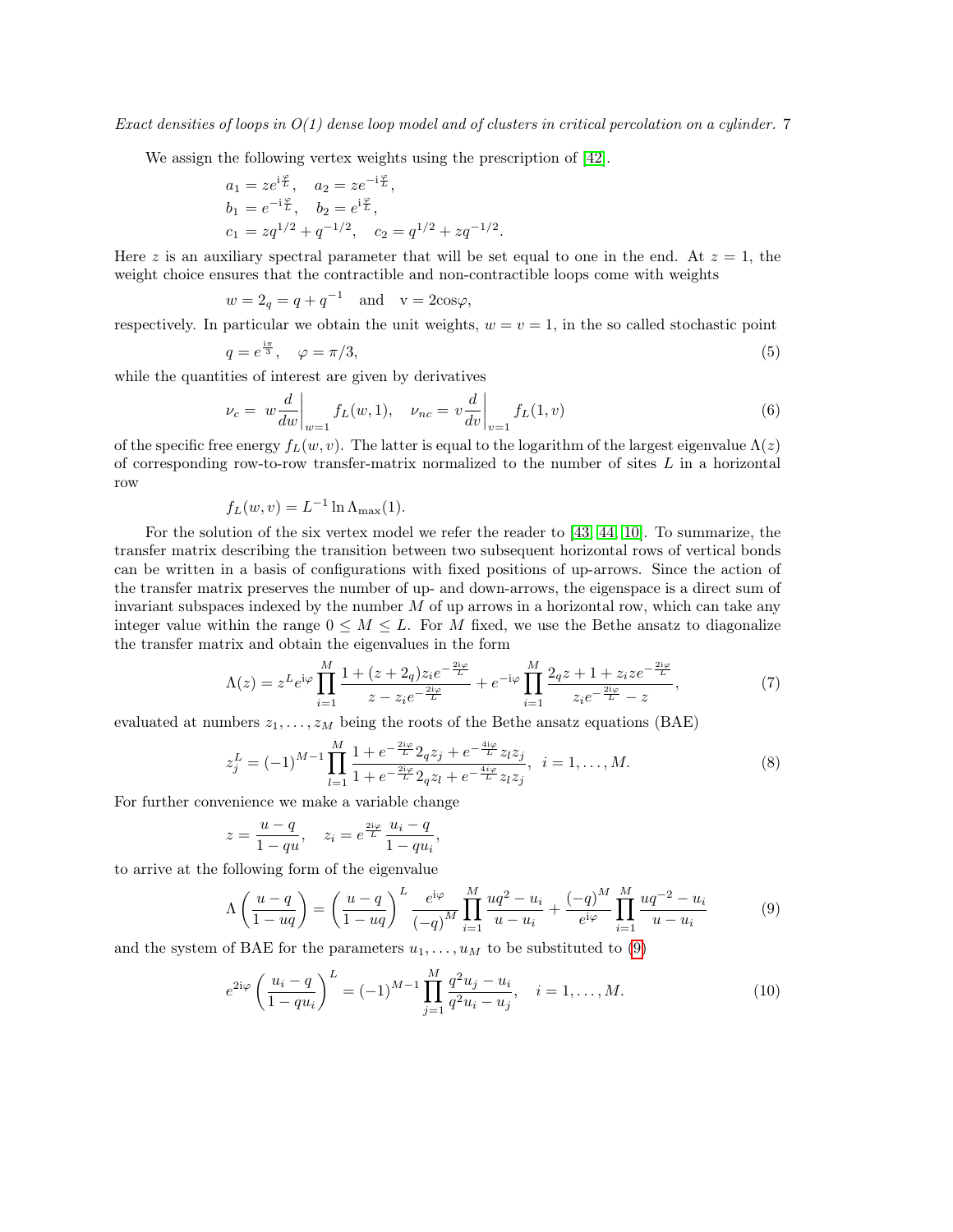We assign the following vertex weights using the prescription of [42].

$$
\begin{aligned}
a_1 &= z e^{\mathrm{i}\frac{\varphi}{L}}, \quad a_2 = z e^{-\mathrm{i}\frac{\varphi}{L}}, \\
b_1 &= e^{-\mathrm{i}\frac{\varphi}{L}}, \quad b_2 = e^{\mathrm{i}\frac{\varphi}{L}}, \\
c_1 &= z q^{1/2} + q^{-1/2}, \quad c_2 = q^{1/2} + z q^{-1/2}.
\end{aligned}
$$

Here $z$ is an auxiliary spectral parameter that will be set equal to one in the end. At $z = 1$, the weight choice ensures that the contractible and non-contractible loops come with weights

$$
w = 2_q = q + q^{-1} \quad \text{and} \quad \mathrm{v} = 2\cos\varphi,
$$

respectively. In particular we obtain the unit weights, $w = \mathrm{v} = 1$, in the so called stochastic point

$$
q = e^{\frac{\mathrm{i}\pi}{3}}, \quad \varphi = \pi/3, \tag{5}
$$

while the quantities of interest are given by derivatives

$$
\nu_c = \left. w\frac{d}{dw}\right|_{w=1} f_L(w,1), \quad \nu_{nc} = \left. \mathrm{v}\frac{d}{d\mathrm{v}}\right|_{\mathrm{v}=1} f_L(1,\mathrm{v}) \tag{6}
$$

of the specific free energy $f_L(w, \mathrm{v})$. The latter is equal to the logarithm of the largest eigenvalue $\Lambda(z)$ of corresponding row-to-row transfer-matrix normalized to the number of sites $L$ in a horizontal row

$$
f_L(w, \mathrm{v}) = L^{-1} \ln \Lambda_{\max}(1).
$$

For the solution of the six vertex model we refer the reader to [43, 44, 10]. To summarize, the transfer matrix describing the transition between two subsequent horizontal rows of vertical bonds can be written in a basis of configurations with fixed positions of up-arrows. Since the action of the transfer matrix preserves the number of up- and down-arrows, the eigenspace is a direct sum of invariant subspaces indexed by the number $M$ of up arrows in a horizontal row, which can take any integer value within the range $0 \le M \le L$. For $M$ fixed, we use the Bethe ansatz to diagonalize the transfer matrix and obtain the eigenvalues in the form

$$
\Lambda(z) = z^L e^{\mathrm{i}\varphi} \prod_{i=1}^{M} \frac{1 + (z + 2_q) z_i e^{-\frac{2\mathrm{i}\varphi}{L}}}{z - z_i e^{-\frac{2\mathrm{i}\varphi}{L}}} + e^{-\mathrm{i}\varphi} \prod_{i=1}^{M} \frac{2_q z + 1 + z_i z e^{-\frac{2\mathrm{i}\varphi}{L}}}{z_i e^{-\frac{2\mathrm{i}\varphi}{L}} - z}, \tag{7}
$$

evaluated at numbers $z_1, \ldots, z_M$ being the roots of the Bethe ansatz equations (BAE)

$$
z_j^L = (-1)^{M-1} \prod_{l=1}^{M} \frac{1 + e^{-\frac{2\mathrm{i}\varphi}{L}} 2_q z_j + e^{-\frac{4\mathrm{i}\varphi}{L}} z_l z_j}{1 + e^{-\frac{2\mathrm{i}\varphi}{L}} 2_q z_l + e^{-\frac{4\mathrm{i}\varphi}{L}} z_l z_j}, \ \ i = 1, \ldots, M. \tag{8}
$$

For further convenience we make a variable change

$$
z = \frac{u - q}{1 - qu}, \quad z_i = e^{\frac{2\mathrm{i}\varphi}{L}} \frac{u_i - q}{1 - q u_i},
$$

to arrive at the following form of the eigenvalue

$$
\Lambda\left(\frac{u-q}{1-uq}\right) = \left(\frac{u-q}{1-uq}\right)^L \frac{e^{\mathrm{i}\varphi}}{(-q)^M} \prod_{i=1}^{M} \frac{uq^2 - u_i}{u - u_i} + \frac{(-q)^M}{e^{\mathrm{i}\varphi}} \prod_{i=1}^{M} \frac{uq^{-2} - u_i}{u - u_i} \tag{9}
$$

and the system of BAE for the parameters $u_1, \ldots, u_M$ to be substituted to (9)

$$
e^{2\mathrm{i}\varphi} \left(\frac{u_i - q}{1 - q u_i}\right)^L = (-1)^{M-1} \prod_{j=1}^{M} \frac{q^2 u_j - u_i}{q^2 u_i - u_j}, \quad i = 1, \ldots, M. \tag{10}
$$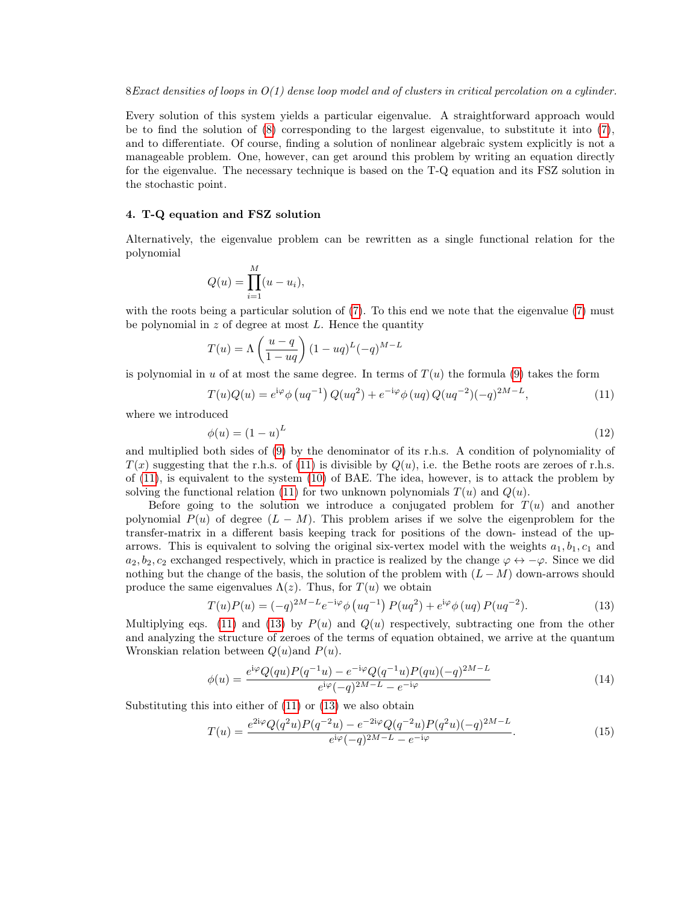Every solution of this system yields a particular eigenvalue. A straightforward approach would be to find the solution of (8) corresponding to the largest eigenvalue, to substitute it into (7), and to differentiate. Of course, finding a solution of nonlinear algebraic system explicitly is not a manageable problem. One, however, can get around this problem by writing an equation directly for the eigenvalue. The necessary technique is based on the T-Q equation and its FSZ solution in the stochastic point.

### 4. T-Q equation and FSZ solution

Alternatively, the eigenvalue problem can be rewritten as a single functional relation for the polynomial

$$Q(u) = \prod_{i=1}^{M}(u - u_i),$$

with the roots being a particular solution of (7). To this end we note that the eigenvalue (7) must be polynomial in $z$ of degree at most $L$. Hence the quantity

$$T(u) = \Lambda\left(\frac{u-q}{1-uq}\right)(1-uq)^L(-q)^{M-L}$$

is polynomial in $u$ of at most the same degree. In terms of $T(u)$ the formula (9) takes the form

$$T(u)Q(u) = e^{\mathrm{i}\varphi}\phi\left(uq^{-1}\right)Q(uq^2) + e^{-\mathrm{i}\varphi}\phi\left(uq\right)Q(uq^{-2})(-q)^{2M-L}, \tag{11}$$

where we introduced

$$\phi(u) = (1-u)^L \tag{12}$$

and multiplied both sides of (9) by the denominator of its r.h.s. A condition of polynomiality of $T(x)$ suggesting that the r.h.s. of (11) is divisible by $Q(u)$, i.e. the Bethe roots are zeroes of r.h.s. of (11), is equivalent to the system (10) of BAE. The idea, however, is to attack the problem by solving the functional relation (11) for two unknown polynomials $T(u)$ and $Q(u)$.

Before going to the solution we introduce a conjugated problem for $T(u)$ and another polynomial $P(u)$ of degree $(L-M)$. This problem arises if we solve the eigenproblem for the transfer-matrix in a different basis keeping track for positions of the down- instead of the up-arrows. This is equivalent to solving the original six-vertex model with the weights $a_1, b_1, c_1$ and $a_2, b_2, c_2$ exchanged respectively, which in practice is realized by the change $\varphi \leftrightarrow -\varphi$. Since we did nothing but the change of the basis, the solution of the problem with $(L-M)$ down-arrows should produce the same eigenvalues $\Lambda(z)$. Thus, for $T(u)$ we obtain

$$T(u)P(u) = (-q)^{2M-L}e^{-\mathrm{i}\varphi}\phi\left(uq^{-1}\right)P(uq^2) + e^{\mathrm{i}\varphi}\phi\left(uq\right)P(uq^{-2}). \tag{13}$$

Multiplying eqs. (11) and (13) by $P(u)$ and $Q(u)$ respectively, subtracting one from the other and analyzing the structure of zeroes of the terms of equation obtained, we arrive at the quantum Wronskian relation between $Q(u)$and $P(u)$.

$$\phi(u) = \frac{e^{\mathrm{i}\varphi}Q(qu)P(q^{-1}u) - e^{-\mathrm{i}\varphi}Q(q^{-1}u)P(qu)(-q)^{2M-L}}{e^{\mathrm{i}\varphi}(-q)^{2M-L} - e^{-\mathrm{i}\varphi}} \tag{14}$$

Substituting this into either of (11) or (13) we also obtain

$$T(u) = \frac{e^{2\mathrm{i}\varphi}Q(q^2u)P(q^{-2}u) - e^{-2\mathrm{i}\varphi}Q(q^{-2}u)P(q^2u)(-q)^{2M-L}}{e^{\mathrm{i}\varphi}(-q)^{2M-L} - e^{-\mathrm{i}\varphi}}. \tag{15}$$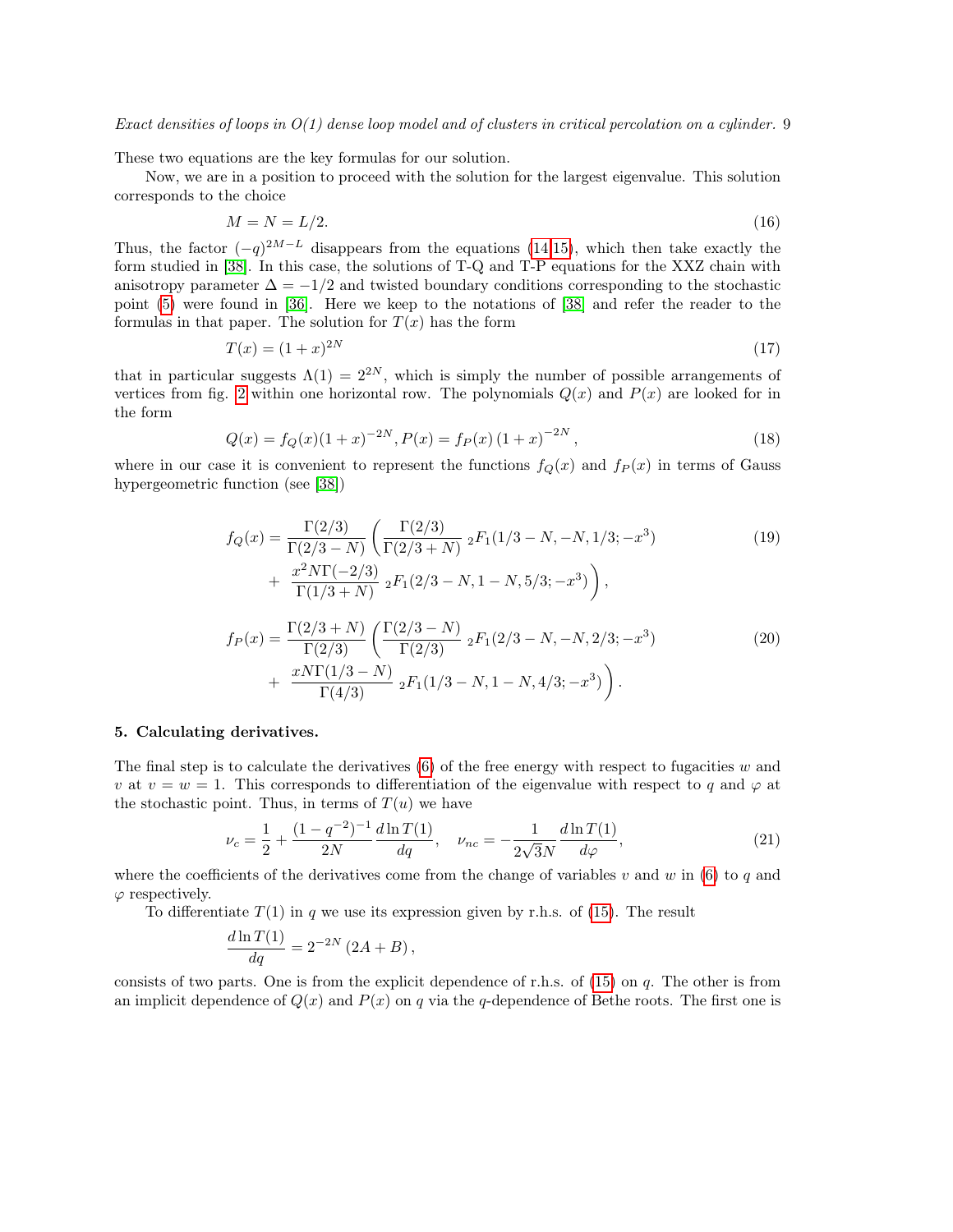These two equations are the key formulas for our solution.

Now, we are in a position to proceed with the solution for the largest eigenvalue. This solution corresponds to the choice

$$M = N = L/2. \tag{16}$$

Thus, the factor $(-q)^{2M-L}$ disappears from the equations (14,15), which then take exactly the form studied in [38]. In this case, the solutions of T-Q and T-P equations for the XXZ chain with anisotropy parameter $\Delta = -1/2$ and twisted boundary conditions corresponding to the stochastic point (5) were found in [36]. Here we keep to the notations of [38] and refer the reader to the formulas in that paper. The solution for $T(x)$ has the form

$$T(x) = (1+x)^{2N} \tag{17}$$

that in particular suggests $\Lambda(1) = 2^{2N}$, which is simply the number of possible arrangements of vertices from fig. 2 within one horizontal row. The polynomials $Q(x)$ and $P(x)$ are looked for in the form

$$Q(x) = f_Q(x)(1+x)^{-2N}, P(x) = f_P(x)\,(1+x)^{-2N}, \tag{18}$$

where in our case it is convenient to represent the functions $f_Q(x)$ and $f_P(x)$ in terms of Gauss hypergeometric function (see [38])

$$\begin{aligned} f_Q(x) = \frac{\Gamma(2/3)}{\Gamma(2/3-N)} \bigg( & \frac{\Gamma(2/3)}{\Gamma(2/3+N)}\ {}_2F_1(1/3-N, -N, 1/3; -x^3) \\ + & \ \frac{x^2 N \Gamma(-2/3)}{\Gamma(1/3+N)}\ {}_2F_1(2/3-N, 1-N, 5/3; -x^3) \bigg), \end{aligned} \tag{19}$$

$$\begin{aligned} f_P(x) = \frac{\Gamma(2/3+N)}{\Gamma(2/3)} \bigg( & \frac{\Gamma(2/3-N)}{\Gamma(2/3)}\ {}_2F_1(2/3-N, -N, 2/3; -x^3) \\ + & \ \frac{x N \Gamma(1/3-N)}{\Gamma(4/3)}\ {}_2F_1(1/3-N, 1-N, 4/3; -x^3) \bigg). \end{aligned} \tag{20}$$

### 5. Calculating derivatives.

The final step is to calculate the derivatives (6) of the free energy with respect to fugacities $w$ and $v$ at $v = w = 1$. This corresponds to differentiation of the eigenvalue with respect to $q$ and $\varphi$ at the stochastic point. Thus, in terms of $T(u)$ we have

$$\nu_c = \frac{1}{2} + \frac{(1-q^{-2})^{-1}}{2N} \frac{d \ln T(1)}{dq}, \quad \nu_{nc} = -\frac{1}{2\sqrt{3}N} \frac{d \ln T(1)}{d\varphi}, \tag{21}$$

where the coefficients of the derivatives come from the change of variables $v$ and $w$ in (6) to $q$ and $\varphi$ respectively.

To differentiate $T(1)$ in $q$ we use its expression given by r.h.s. of (15). The result

$$\frac{d \ln T(1)}{dq} = 2^{-2N}\,(2A + B)\,,$$

consists of two parts. One is from the explicit dependence of r.h.s. of (15) on $q$. The other is from an implicit dependence of $Q(x)$ and $P(x)$ on $q$ via the $q$-dependence of Bethe roots. The first one is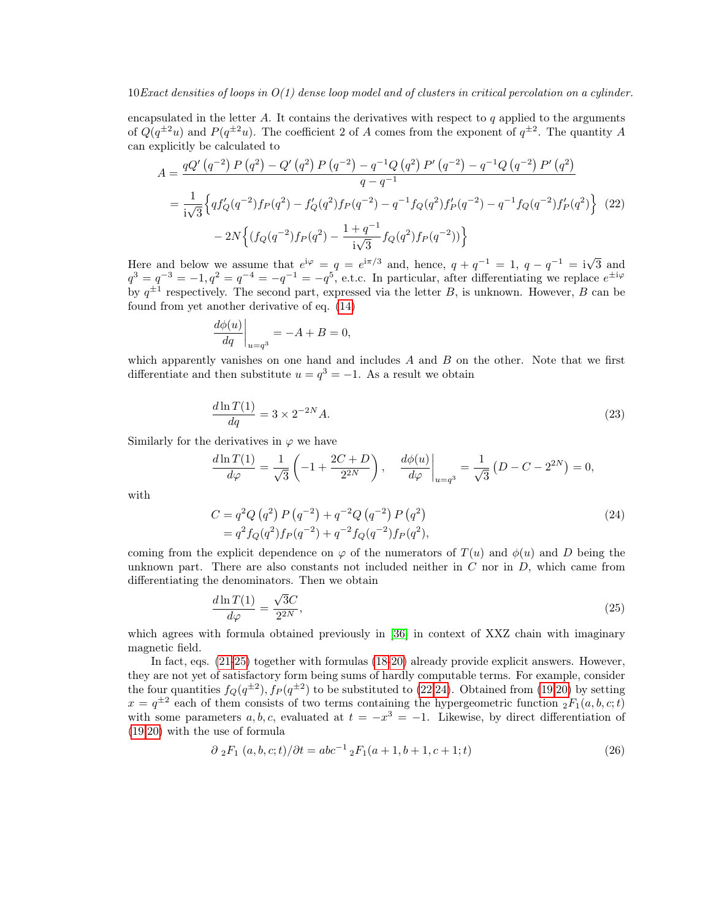encapsulated in the letter $A$. It contains the derivatives with respect to $q$ applied to the arguments of $Q(q^{\pm 2}u)$ and $P(q^{\pm 2}u)$. The coefficient 2 of $A$ comes from the exponent of $q^{\pm 2}$. The quantity $A$ can explicitly be calculated to

$$
\begin{aligned}
A &= \frac{qQ'\left(q^{-2}\right)P\left(q^{2}\right) - Q'\left(q^{2}\right)P\left(q^{-2}\right) - q^{-1}Q\left(q^{2}\right)P'\left(q^{-2}\right) - q^{-1}Q\left(q^{-2}\right)P'\left(q^{2}\right)}{q-q^{-1}} \\
&= \frac{1}{\mathrm{i}\sqrt{3}}\Big\{ qf_Q'(q^{-2})f_P(q^{2}) - f_Q'(q^{2})f_P(q^{-2}) - q^{-1}f_Q(q^{2})f_P'(q^{-2}) - q^{-1}f_Q(q^{-2})f_P'(q^{2})\Big\} \\
&\quad - 2N\Big\{ \left(f_Q(q^{-2})f_P(q^{2}) - \frac{1+q^{-1}}{\mathrm{i}\sqrt{3}}f_Q(q^{2})f_P(q^{-2})\right)\Big\}
\end{aligned}
\tag{22}
$$

Here and below we assume that $e^{\mathrm{i}\varphi} = q = e^{\mathrm{i}\pi/3}$ and, hence, $q + q^{-1} = 1$, $q - q^{-1} = \mathrm{i}\sqrt{3}$ and $q^3 = q^{-3} = -1, q^2 = q^{-4} = -q^{-1} = -q^5$, e.t.c. In particular, after differentiating we replace $e^{\pm \mathrm{i}\varphi}$ by $q^{\pm 1}$ respectively. The second part, expressed via the letter $B$, is unknown. However, $B$ can be found from yet another derivative of eq. (14)

$$
\left.\frac{d\phi(u)}{dq}\right|_{u=q^3} = -A + B = 0,
$$

which apparently vanishes on one hand and includes $A$ and $B$ on the other. Note that we first differentiate and then substitute $u = q^3 = -1$. As a result we obtain

$$
\frac{d\ln T(1)}{dq} = 3 \times 2^{-2N} A. \tag{23}
$$

Similarly for the derivatives in $\varphi$ we have

$$
\frac{d\ln T(1)}{d\varphi} = \frac{1}{\sqrt{3}}\left(-1 + \frac{2C + D}{2^{2N}}\right), \quad \left.\frac{d\phi(u)}{d\varphi}\right|_{u=q^3} = \frac{1}{\sqrt{3}}\left(D - C - 2^{2N}\right) = 0,
$$

with

$$
\begin{aligned}
C &= q^2 Q\left(q^2\right)P\left(q^{-2}\right) + q^{-2}Q\left(q^{-2}\right)P\left(q^{2}\right) \\
&= q^2 f_Q(q^2)f_P(q^{-2}) + q^{-2}f_Q(q^{-2})f_P(q^2),
\end{aligned}
\tag{24}
$$

coming from the explicit dependence on $\varphi$ of the numerators of $T(u)$ and $\phi(u)$ and $D$ being the unknown part. There are also constants not included neither in $C$ nor in $D$, which came from differentiating the denominators. Then we obtain

$$
\frac{d\ln T(1)}{d\varphi} = \frac{\sqrt{3}C}{2^{2N}}, \tag{25}
$$

which agrees with formula obtained previously in [36] in context of XXZ chain with imaginary magnetic field.

In fact, eqs. (21-25) together with formulas (18-20) already provide explicit answers. However, they are not yet of satisfactory form being sums of hardly computable terms. For example, consider the four quantities $f_Q(q^{\pm 2}), f_P(q^{\pm 2})$ to be substituted to (22-24). Obtained from (19-20) by setting $x = q^{\pm 2}$ each of them consists of two terms containing the hypergeometric function ${}_2F_1(a,b,c;t)$ with some parameters $a, b, c$, evaluated at $t = -x^3 = -1$. Likewise, by direct differentiation of (19-20) with the use of formula

$$
\partial\, {}_2F_1\left(a,b,c;t\right)/\partial t = abc^{-1}\, {}_2F_1(a+1,b+1,c+1;t) \tag{26}
$$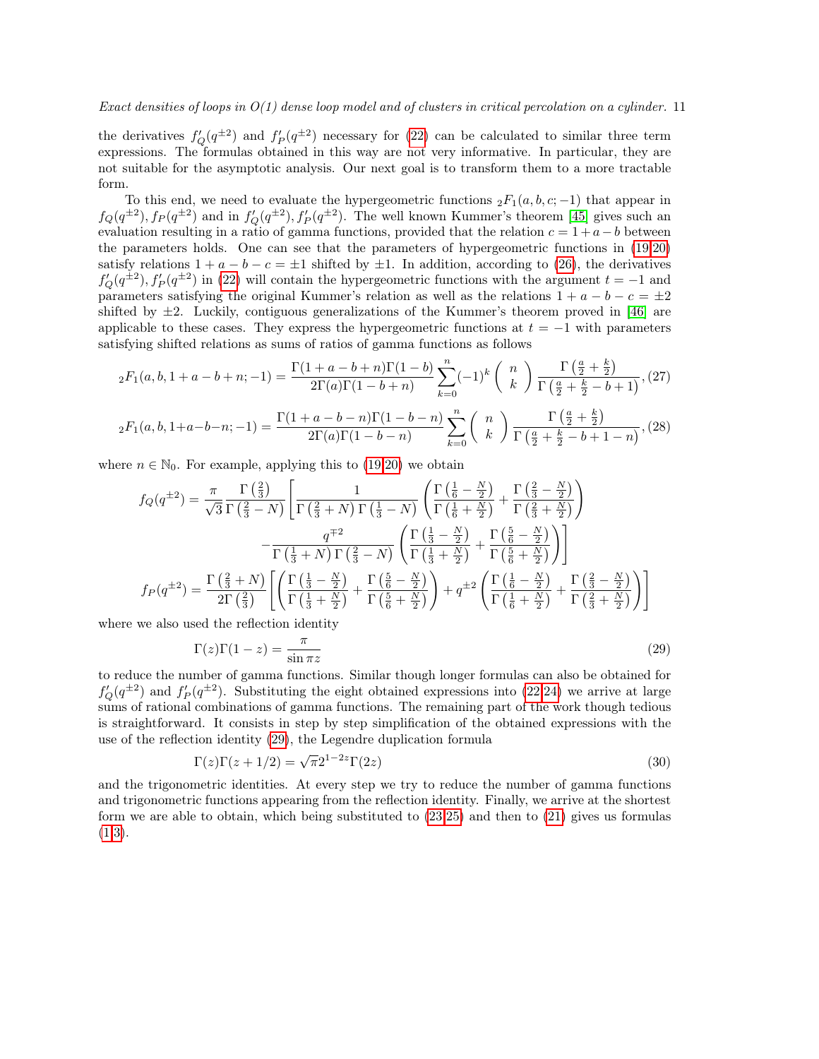the derivatives $f'_Q(q^{\pm 2})$ and $f'_P(q^{\pm 2})$ necessary for (22) can be calculated to similar three term expressions. The formulas obtained in this way are not very informative. In particular, they are not suitable for the asymptotic analysis. Our next goal is to transform them to a more tractable form.

To this end, we need to evaluate the hypergeometric functions ${}_2F_1(a,b,c;-1)$ that appear in $f_Q(q^{\pm 2}), f_P(q^{\pm 2})$ and in $f'_Q(q^{\pm 2}), f'_P(q^{\pm 2})$. The well known Kummer's theorem [45] gives such an evaluation resulting in a ratio of gamma functions, provided that the relation $c = 1 + a - b$ between the parameters holds. One can see that the parameters of hypergeometric functions in (19,20) satisfy relations $1 + a - b - c = \pm 1$ shifted by $\pm 1$. In addition, according to (26), the derivatives $f'_Q(q^{\pm 2}), f'_P(q^{\pm 2})$ in (22) will contain the hypergeometric functions with the argument $t = -1$ and parameters satisfying the original Kummer's relation as well as the relations $1 + a - b - c = \pm 2$ shifted by $\pm 2$. Luckily, contiguous generalizations of the Kummer's theorem proved in [46] are applicable to these cases. They express the hypergeometric functions at $t = -1$ with parameters satisfying shifted relations as sums of ratios of gamma functions as follows

$$
{}_2F_1(a,b,1+a-b+n;-1) = \frac{\Gamma(1+a-b+n)\Gamma(1-b)}{2\Gamma(a)\Gamma(1-b+n)} \sum_{k=0}^{n} (-1)^k \binom{n}{k} \frac{\Gamma\left(\frac{a}{2}+\frac{k}{2}\right)}{\Gamma\left(\frac{a}{2}+\frac{k}{2}-b+1\right)}, \quad (27)
$$

$$
{}_2F_1(a,b,1+a-b-n;-1) = \frac{\Gamma(1+a-b-n)\Gamma(1-b-n)}{2\Gamma(a)\Gamma(1-b-n)} \sum_{k=0}^{n} \binom{n}{k} \frac{\Gamma\left(\frac{a}{2}+\frac{k}{2}\right)}{\Gamma\left(\frac{a}{2}+\frac{k}{2}-b+1-n\right)}, \quad (28)
$$

where $n \in \mathbb{N}_0$. For example, applying this to (19,20) we obtain

$$
\begin{aligned}
f_Q(q^{\pm 2}) = \frac{\pi}{\sqrt{3}} \frac{\Gamma\left(\frac{2}{3}\right)}{\Gamma\left(\frac{2}{3}-N\right)} \Bigg[ & \frac{1}{\Gamma\left(\frac{2}{3}+N\right)\Gamma\left(\frac{1}{3}-N\right)} \left( \frac{\Gamma\left(\frac{1}{6}-\frac{N}{2}\right)}{\Gamma\left(\frac{1}{6}+\frac{N}{2}\right)} + \frac{\Gamma\left(\frac{2}{3}-\frac{N}{2}\right)}{\Gamma\left(\frac{2}{3}+\frac{N}{2}\right)} \right) \\
& - \frac{q^{\mp 2}}{\Gamma\left(\frac{1}{3}+N\right)\Gamma\left(\frac{2}{3}-N\right)} \left( \frac{\Gamma\left(\frac{1}{3}-\frac{N}{2}\right)}{\Gamma\left(\frac{1}{3}+\frac{N}{2}\right)} + \frac{\Gamma\left(\frac{5}{6}-\frac{N}{2}\right)}{\Gamma\left(\frac{5}{6}+\frac{N}{2}\right)} \right) \Bigg] \\
f_P(q^{\pm 2}) = \frac{\Gamma\left(\frac{2}{3}+N\right)}{2\Gamma\left(\frac{2}{3}\right)} \Bigg[ & \left( \frac{\Gamma\left(\frac{1}{3}-\frac{N}{2}\right)}{\Gamma\left(\frac{1}{3}+\frac{N}{2}\right)} + \frac{\Gamma\left(\frac{5}{6}-\frac{N}{2}\right)}{\Gamma\left(\frac{5}{6}+\frac{N}{2}\right)} \right) + q^{\pm 2} \left( \frac{\Gamma\left(\frac{1}{6}-\frac{N}{2}\right)}{\Gamma\left(\frac{1}{6}+\frac{N}{2}\right)} + \frac{\Gamma\left(\frac{2}{3}-\frac{N}{2}\right)}{\Gamma\left(\frac{2}{3}+\frac{N}{2}\right)} \right) \Bigg]
\end{aligned}
$$

where we also used the reflection identity

$$
\Gamma(z)\Gamma(1-z) = \frac{\pi}{\sin \pi z} \quad (29)
$$

to reduce the number of gamma functions. Similar though longer formulas can also be obtained for $f'_Q(q^{\pm 2})$ and $f'_P(q^{\pm 2})$. Substituting the eight obtained expressions into (22,24) we arrive at large sums of rational combinations of gamma functions. The remaining part of the work though tedious is straightforward. It consists in step by step simplification of the obtained expressions with the use of the reflection identity (29), the Legendre duplication formula

$$
\Gamma(z)\Gamma(z+1/2) = \sqrt{\pi}\, 2^{1-2z}\Gamma(2z) \quad (30)
$$

and the trigonometric identities. At every step we try to reduce the number of gamma functions and trigonometric functions appearing from the reflection identity. Finally, we arrive at the shortest form we are able to obtain, which being substituted to (23,25) and then to (21) gives us formulas (1,3).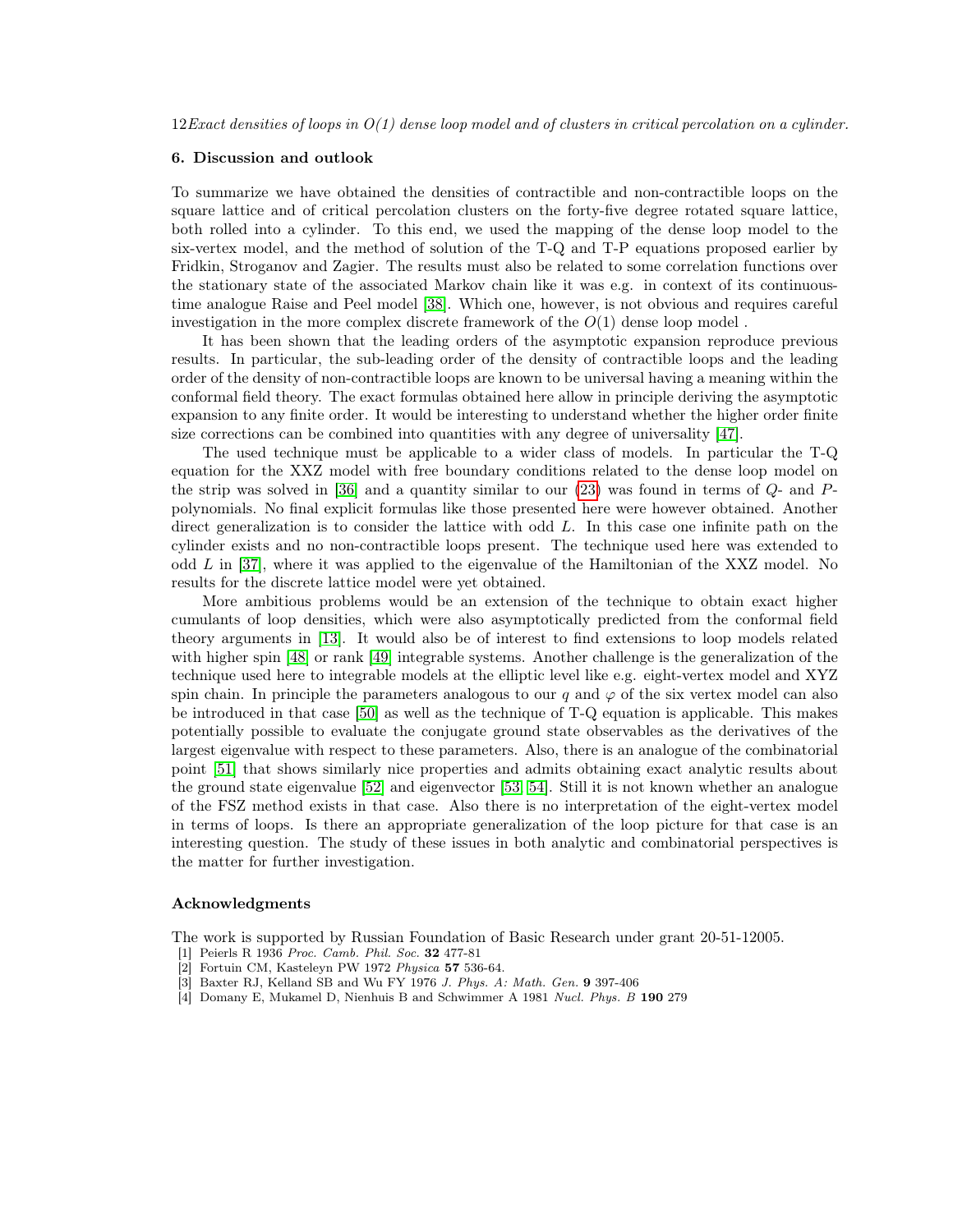## 6. Discussion and outlook

To summarize we have obtained the densities of contractible and non-contractible loops on the square lattice and of critical percolation clusters on the forty-five degree rotated square lattice, both rolled into a cylinder. To this end, we used the mapping of the dense loop model to the six-vertex model, and the method of solution of the T-Q and T-P equations proposed earlier by Fridkin, Stroganov and Zagier. The results must also be related to some correlation functions over the stationary state of the associated Markov chain like it was e.g. in context of its continuous-time analogue Raise and Peel model [38]. Which one, however, is not obvious and requires careful investigation in the more complex discrete framework of the $O(1)$ dense loop model .

It has been shown that the leading orders of the asymptotic expansion reproduce previous results. In particular, the sub-leading order of the density of contractible loops and the leading order of the density of non-contractible loops are known to be universal having a meaning within the conformal field theory. The exact formulas obtained here allow in principle deriving the asymptotic expansion to any finite order. It would be interesting to understand whether the higher order finite size corrections can be combined into quantities with any degree of universality [47].

The used technique must be applicable to a wider class of models. In particular the T-Q equation for the XXZ model with free boundary conditions related to the dense loop model on the strip was solved in [36] and a quantity similar to our (23) was found in terms of $Q$- and $P$-polynomials. No final explicit formulas like those presented here were however obtained. Another direct generalization is to consider the lattice with odd $L$. In this case one infinite path on the cylinder exists and no non-contractible loops present. The technique used here was extended to odd $L$ in [37], where it was applied to the eigenvalue of the Hamiltonian of the XXZ model. No results for the discrete lattice model were yet obtained.

More ambitious problems would be an extension of the technique to obtain exact higher cumulants of loop densities, which were also asymptotically predicted from the conformal field theory arguments in [13]. It would also be of interest to find extensions to loop models related with higher spin [48] or rank [49] integrable systems. Another challenge is the generalization of the technique used here to integrable models at the elliptic level like e.g. eight-vertex model and XYZ spin chain. In principle the parameters analogous to our $q$ and $\varphi$ of the six vertex model can also be introduced in that case [50] as well as the technique of T-Q equation is applicable. This makes potentially possible to evaluate the conjugate ground state observables as the derivatives of the largest eigenvalue with respect to these parameters. Also, there is an analogue of the combinatorial point [51] that shows similarly nice properties and admits obtaining exact analytic results about the ground state eigenvalue [52] and eigenvector [53, 54]. Still it is not known whether an analogue of the FSZ method exists in that case. Also there is no interpretation of the eight-vertex model in terms of loops. Is there an appropriate generalization of the loop picture for that case is an interesting question. The study of these issues in both analytic and combinatorial perspectives is the matter for further investigation.

### Acknowledgments

The work is supported by Russian Foundation of Basic Research under grant 20-51-12005.

[1] Peierls R 1936 *Proc. Camb. Phil. Soc.* **32** 477-81
[2] Fortuin CM, Kasteleyn PW 1972 *Physica* **57** 536-64.
[3] Baxter RJ, Kelland SB and Wu FY 1976 *J. Phys. A: Math. Gen.* **9** 397-406
[4] Domany E, Mukamel D, Nienhuis B and Schwimmer A 1981 *Nucl. Phys. B* **190** 279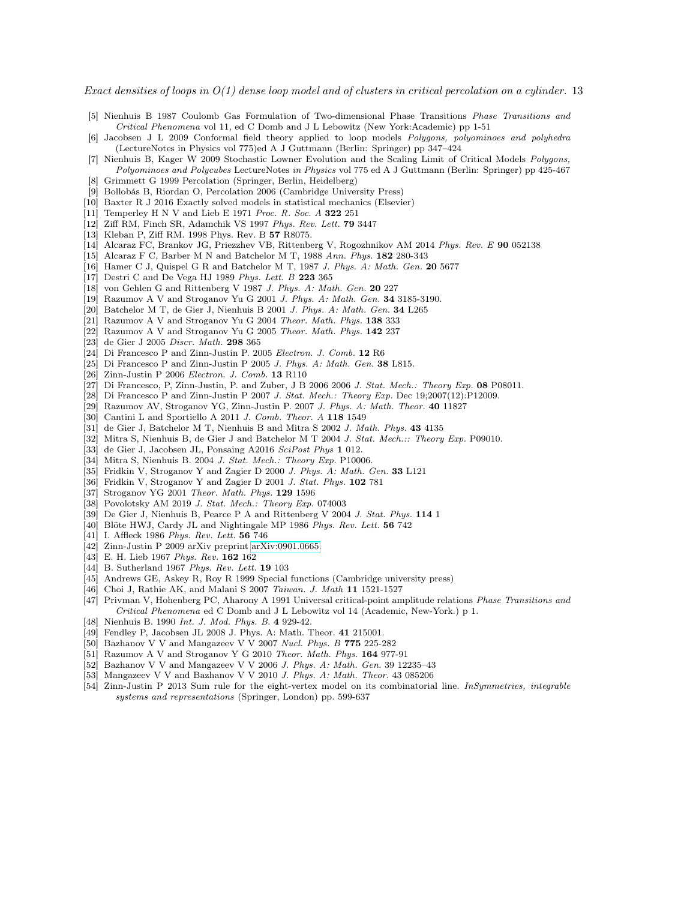[5] Nienhuis B 1987 Coulomb Gas Formulation of Two-dimensional Phase Transitions *Phase Transitions and Critical Phenomena* vol 11, ed C Domb and J L Lebowitz (New York:Academic) pp 1-51

[6] Jacobsen J L 2009 Conformal field theory applied to loop models *Polygons, polyominoes and polyhedra* (LectureNotes in Physics vol 775)ed A J Guttmann (Berlin: Springer) pp 347–424

[7] Nienhuis B, Kager W 2009 Stochastic Lowner Evolution and the Scaling Limit of Critical Models *Polygons, Polyominoes and Polycubes* LectureNotes *in Physics* vol 775 ed A J Guttmann (Berlin: Springer) pp 425-467

[8] Grimmett G 1999 Percolation (Springer, Berlin, Heidelberg)

[9] Bollobás B, Riordan O, Percolation 2006 (Cambridge University Press)

[10] Baxter R J 2016 Exactly solved models in statistical mechanics (Elsevier)

[11] Temperley H N V and Lieb E 1971 *Proc. R. Soc. A* **322** 251

[12] Ziff RM, Finch SR, Adamchik VS 1997 *Phys. Rev. Lett.* **79** 3447

[13] Kleban P, Ziff RM. 1998 Phys. Rev. B **57** R8075.

[14] Alcaraz FC, Brankov JG, Priezzhev VB, Rittenberg V, Rogozhnikov AM 2014 *Phys. Rev. E* **90** 052138

[15] Alcaraz F C, Barber M N and Batchelor M T, 1988 *Ann. Phys.* **182** 280-343

[16] Hamer C J, Quispel G R and Batchelor M T, 1987 *J. Phys. A: Math. Gen.* **20** 5677

[17] Destri C and De Vega HJ 1989 *Phys. Lett. B* **223** 365

[18] von Gehlen G and Rittenberg V 1987 *J. Phys. A: Math. Gen.* **20** 227

[19] Razumov A V and Stroganov Yu G 2001 *J. Phys. A: Math. Gen.* **34** 3185-3190.

[20] Batchelor M T, de Gier J, Nienhuis B 2001 *J. Phys. A: Math. Gen.* **34** L265

[21] Razumov A V and Stroganov Yu G 2004 *Theor. Math. Phys.* **138** 333

[22] Razumov A V and Stroganov Yu G 2005 *Theor. Math. Phys.* **142** 237

[23] de Gier J 2005 *Discr. Math.* **298** 365

[24] Di Francesco P and Zinn-Justin P. 2005 *Electron. J. Comb.* **12** R6

[25] Di Francesco P and Zinn-Justin P 2005 *J. Phys. A: Math. Gen.* **38** L815.

[26] Zinn-Justin P 2006 *Electron. J. Comb.* **13** R110

[27] Di Francesco, P, Zinn-Justin, P. and Zuber, J B 2006 2006 *J. Stat. Mech.: Theory Exp.* **08** P08011.

[28] Di Francesco P and Zinn-Justin P 2007 *J. Stat. Mech.: Theory Exp.* Dec 19;2007(12):P12009.

[29] Razumov AV, Stroganov YG, Zinn-Justin P. 2007 *J. Phys. A: Math. Theor.* **40** 11827

[30] Cantini L and Sportiello A 2011 *J. Comb. Theor. A* **118** 1549

[31] de Gier J, Batchelor M T, Nienhuis B and Mitra S 2002 *J. Math. Phys.* **43** 4135

[32] Mitra S, Nienhuis B, de Gier J and Batchelor M T 2004 *J. Stat. Mech.:: Theory Exp.* P09010.

[33] de Gier J, Jacobsen JL, Ponsaing A2016 *SciPost Phys* **1** 012.

[34] Mitra S, Nienhuis B. 2004 *J. Stat. Mech.: Theory Exp.* P10006.

[35] Fridkin V, Stroganov Y and Zagier D 2000 *J. Phys. A: Math. Gen.* **33** L121

[36] Fridkin V, Stroganov Y and Zagier D 2001 *J. Stat. Phys.* **102** 781

[37] Stroganov YG 2001 *Theor. Math. Phys.* **129** 1596

[38] Povolotsky AM 2019 *J. Stat. Mech.: Theory Exp.* 074003

[39] De Gier J, Nienhuis B, Pearce P A and Rittenberg V 2004 *J. Stat. Phys.* **114** 1

[40] Blöte HWJ, Cardy JL and Nightingale MP 1986 *Phys. Rev. Lett.* **56** 742

[41] I. Affleck 1986 *Phys. Rev. Lett.* **56** 746

[42] Zinn-Justin P 2009 arXiv preprint arXiv:0901.0665.

[43] E. H. Lieb 1967 *Phys. Rev.* **162** 162

[44] B. Sutherland 1967 *Phys. Rev. Lett.* **19** 103

[45] Andrews GE, Askey R, Roy R 1999 Special functions (Cambridge university press)

[46] Choi J, Rathie AK, and Malani S 2007 *Taiwan. J. Math* **11** 1521-1527

[47] Privman V, Hohenberg PC, Aharony A 1991 Universal critical-point amplitude relations *Phase Transitions and Critical Phenomena* ed C Domb and J L Lebowitz vol 14 (Academic, New-York.) p 1.

[48] Nienhuis B. 1990 *Int. J. Mod. Phys. B.* **4** 929-42.

[49] Fendley P, Jacobsen JL 2008 J. Phys. A: Math. Theor. **41** 215001.

[50] Bazhanov V V and Mangazeev V V 2007 *Nucl. Phys. B* **775** 225-282

[51] Razumov A V and Stroganov Y G 2010 *Theor. Math. Phys.* **164** 977-91

[52] Bazhanov V V and Mangazeev V V 2006 *J. Phys. A: Math. Gen.* 39 12235–43

[53] Mangazeev V V and Bazhanov V V 2010 *J. Phys. A: Math. Theor.* 43 085206

[54] Zinn-Justin P 2013 Sum rule for the eight-vertex model on its combinatorial line. *InSymmetries, integrable systems and representations* (Springer, London) pp. 599-637